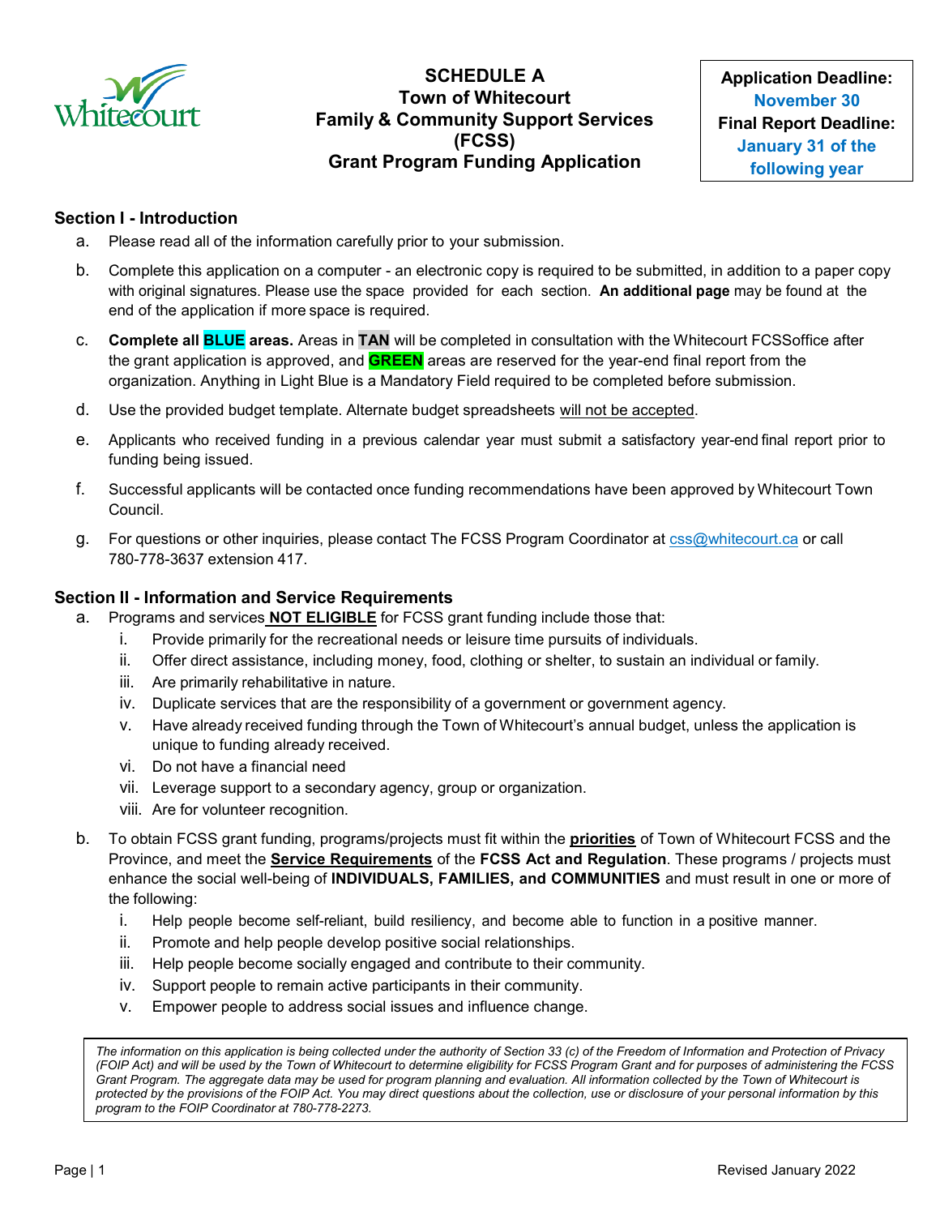# SCHEDULE A
# Town of Whitecourt Family & Community Support Services (FCSS) Grant Program Funding Application

**Application Deadline:** November 30
**Final Report Deadline:** January 31 of the following year

## Section I - Introduction

a. Please read all of the information carefully prior to your submission.

b. Complete this application on a computer - an electronic copy is required to be submitted, in addition to a paper copy with original signatures. Please use the space provided for each section. **An additional page** may be found at the end of the application if more space is required.

c. **Complete all BLUE areas.** Areas in **TAN** will be completed in consultation with the Whitecourt FCSSoffice after the grant application is approved, and **GREEN** areas are reserved for the year-end final report from the organization. Anything in Light Blue is a Mandatory Field required to be completed before submission.

d. Use the provided budget template. Alternate budget spreadsheets will not be accepted.

e. Applicants who received funding in a previous calendar year must submit a satisfactory year-end final report prior to funding being issued.

f. Successful applicants will be contacted once funding recommendations have been approved by Whitecourt Town Council.

g. For questions or other inquiries, please contact The FCSS Program Coordinator at css@whitecourt.ca or call 780-778-3637 extension 417.

## Section II - Information and Service Requirements

a. Programs and services **NOT ELIGIBLE** for FCSS grant funding include those that:
   i. Provide primarily for the recreational needs or leisure time pursuits of individuals.
   ii. Offer direct assistance, including money, food, clothing or shelter, to sustain an individual or family.
   iii. Are primarily rehabilitative in nature.
   iv. Duplicate services that are the responsibility of a government or government agency.
   v. Have already received funding through the Town of Whitecourt's annual budget, unless the application is unique to funding already received.
   vi. Do not have a financial need
   vii. Leverage support to a secondary agency, group or organization.
   viii. Are for volunteer recognition.

b. To obtain FCSS grant funding, programs/projects must fit within the **priorities** of Town of Whitecourt FCSS and the Province, and meet the **Service Requirements** of the **FCSS Act and Regulation**. These programs / projects must enhance the social well-being of **INDIVIDUALS, FAMILIES, and COMMUNITIES** and must result in one or more of the following:
   i. Help people become self-reliant, build resiliency, and become able to function in a positive manner.
   ii. Promote and help people develop positive social relationships.
   iii. Help people become socially engaged and contribute to their community.
   iv. Support people to remain active participants in their community.
   v. Empower people to address social issues and influence change.

*The information on this application is being collected under the authority of Section 33 (c) of the Freedom of Information and Protection of Privacy (FOIP Act) and will be used by the Town of Whitecourt to determine eligibility for FCSS Program Grant and for purposes of administering the FCSS Grant Program. The aggregate data may be used for program planning and evaluation. All information collected by the Town of Whitecourt is protected by the provisions of the FOIP Act. You may direct questions about the collection, use or disclosure of your personal information by this program to the FOIP Coordinator at 780-778-2273.*

Revised January 2022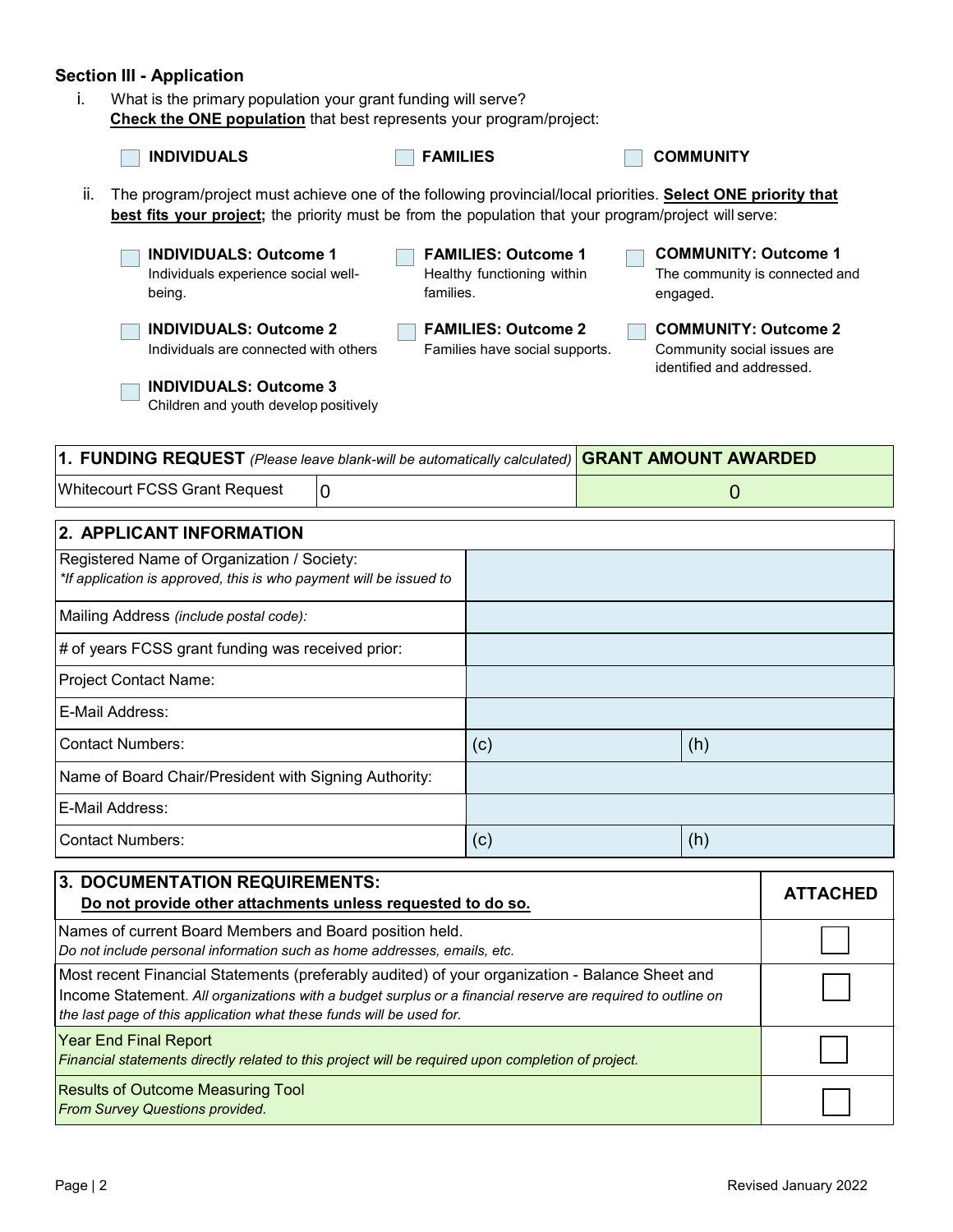### Section III - Application

i. What is the primary population your grant funding will serve?
**Check the ONE population** that best represents your program/project:

☐ **INDIVIDUALS** ☐ **FAMILIES** ☐ **COMMUNITY**

ii. The program/project must achieve one of the following provincial/local priorities. **Select ONE priority that best fits your project;** the priority must be from the population that your program/project will serve:

☐ **INDIVIDUALS: Outcome 1**
Individuals experience social well-being.

☐ **INDIVIDUALS: Outcome 2**
Individuals are connected with others

☐ **INDIVIDUALS: Outcome 3**
Children and youth develop positively

☐ **FAMILIES: Outcome 1**
Healthy functioning within families.

☐ **FAMILIES: Outcome 2**
Families have social supports.

☐ **COMMUNITY: Outcome 1**
The community is connected and engaged.

☐ **COMMUNITY: Outcome 2**
Community social issues are identified and addressed.

| **1. FUNDING REQUEST** *(Please leave blank-will be automatically calculated)* | | **GRANT AMOUNT AWARDED** |
|---|---|---|
| Whitecourt FCSS Grant Request | 0 | 0 |

| **2. APPLICANT INFORMATION** | | |
|---|---|---|
| Registered Name of Organization / Society: *\*If application is approved, this is who payment will be issued to* | | |
| Mailing Address *(include postal code):* | | |
| # of years FCSS grant funding was received prior: | | |
| Project Contact Name: | | |
| E-Mail Address: | | |
| Contact Numbers: | (c) | (h) |
| Name of Board Chair/President with Signing Authority: | | |
| E-Mail Address: | | |
| Contact Numbers: | (c) | (h) |

| **3. DOCUMENTATION REQUIREMENTS:** **Do not provide other attachments unless requested to do so.** | **ATTACHED** |
|---|---|
| Names of current Board Members and Board position held. *Do not include personal information such as home addresses, emails, etc.* | ☐ |
| Most recent Financial Statements (preferably audited) of your organization - Balance Sheet and Income Statement. *All organizations with a budget surplus or a financial reserve are required to outline on the last page of this application what these funds will be used for.* | ☐ |
| Year End Final Report *Financial statements directly related to this project will be required upon completion of project.* | ☐ |
| Results of Outcome Measuring Tool *From Survey Questions provided.* | ☐ |

Revised January 2022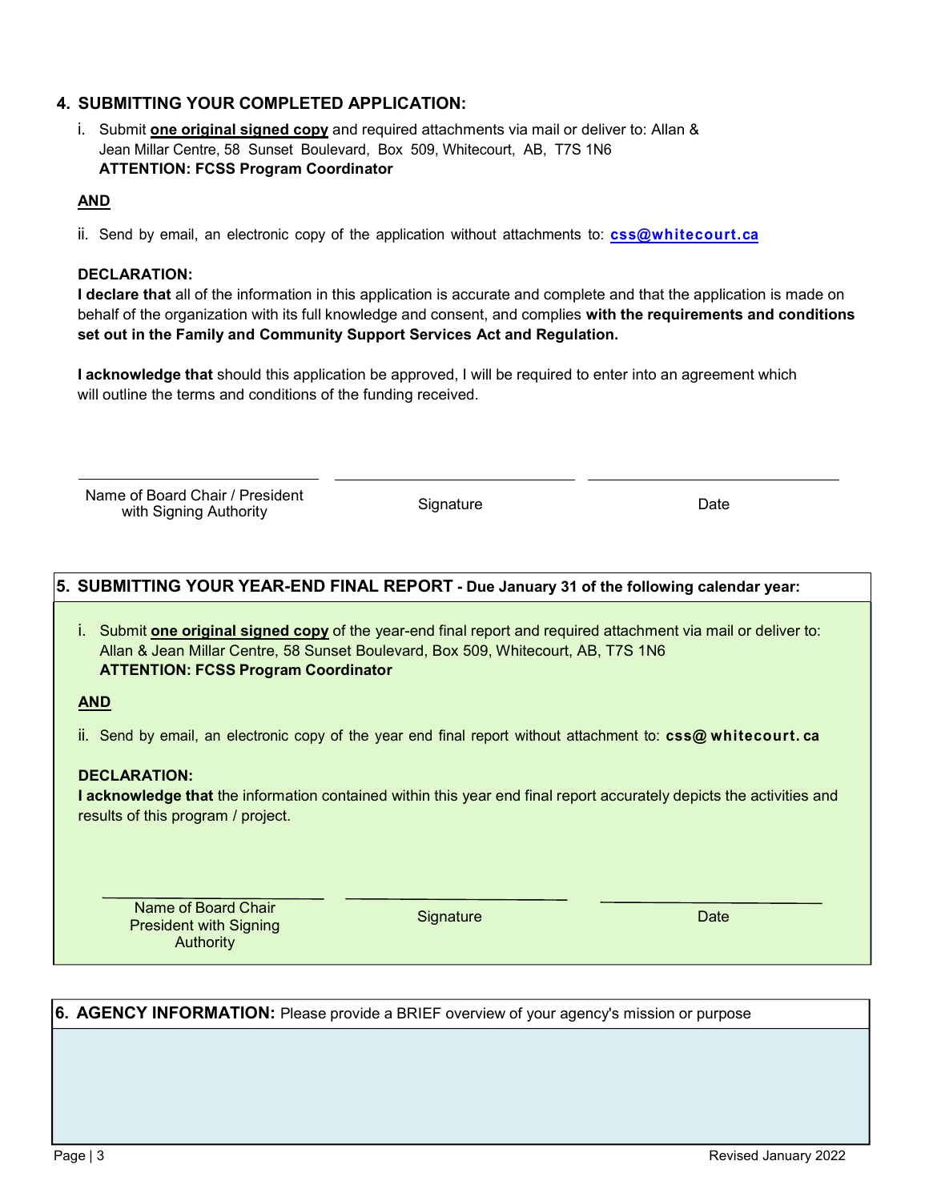## 4. SUBMITTING YOUR COMPLETED APPLICATION:

i. Submit **one original signed copy** and required attachments via mail or deliver to: Allan & Jean Millar Centre, 58 Sunset Boulevard, Box 509, Whitecourt, AB, T7S 1N6
**ATTENTION: FCSS Program Coordinator**

**AND**

ii. Send by email, an electronic copy of the application without attachments to: **css@whitecourt.ca**

**DECLARATION:**
**I declare that** all of the information in this application is accurate and complete and that the application is made on behalf of the organization with its full knowledge and consent, and complies **with the requirements and conditions set out in the Family and Community Support Services Act and Regulation.**

**I acknowledge that** should this application be approved, I will be required to enter into an agreement which will outline the terms and conditions of the funding received.

| Name of Board Chair / President with Signing Authority | Signature | Date |
|---|---|---|
| | | |

## 5. SUBMITTING YOUR YEAR-END FINAL REPORT - Due January 31 of the following calendar year:

i. Submit **one original signed copy** of the year-end final report and required attachment via mail or deliver to: Allan & Jean Millar Centre, 58 Sunset Boulevard, Box 509, Whitecourt, AB, T7S 1N6
**ATTENTION: FCSS Program Coordinator**

**AND**

ii. Send by email, an electronic copy of the year end final report without attachment to: **css@whitecourt.ca**

**DECLARATION:**
**I acknowledge that** the information contained within this year end final report accurately depicts the activities and results of this program / project.

| Name of Board Chair President with Signing Authority | Signature | Date |
|---|---|---|
| | | |

## 6. AGENCY INFORMATION: Please provide a BRIEF overview of your agency's mission or purpose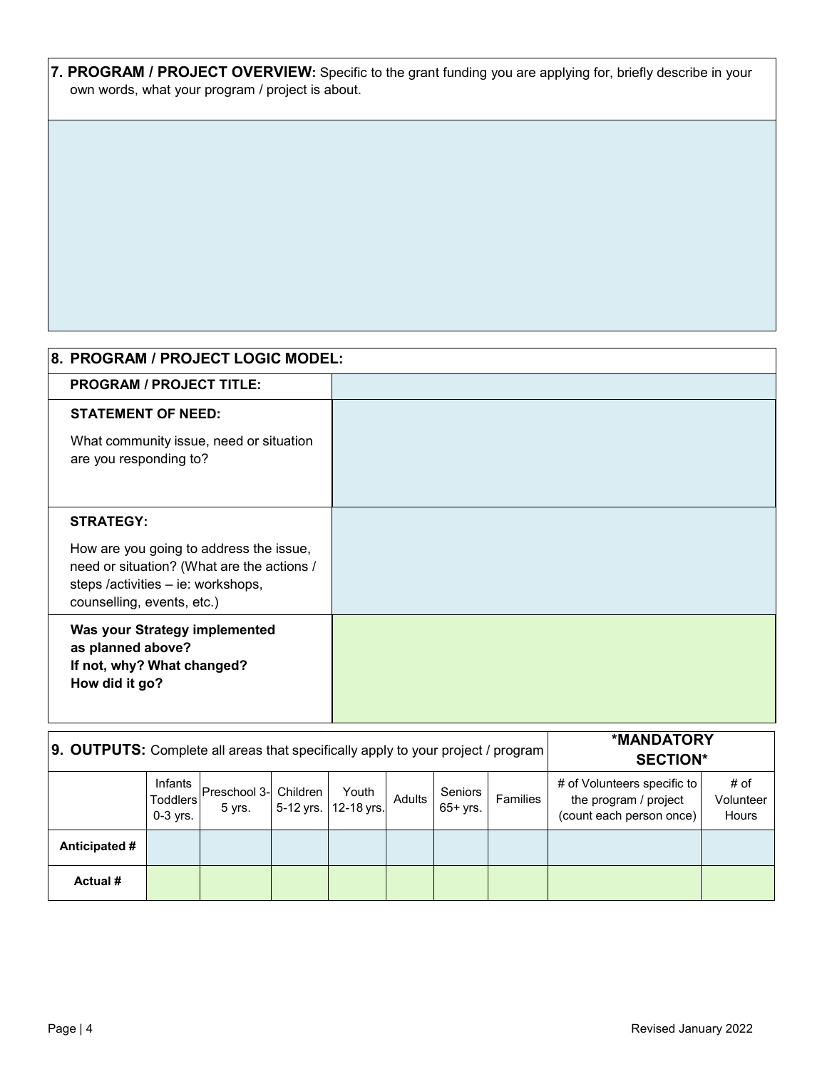**7. PROGRAM / PROJECT OVERVIEW:** Specific to the grant funding you are applying for, briefly describe in your own words, what your program / project is about.

| |
|---|
| |

| **8. PROGRAM / PROJECT LOGIC MODEL:** | |
|---|---|
| **PROGRAM / PROJECT TITLE:** | |
| **STATEMENT OF NEED:**<br><br>What community issue, need or situation are you responding to? | |
| **STRATEGY:**<br><br>How are you going to address the issue, need or situation? (What are the actions / steps /activities – ie: workshops, counselling, events, etc.) | |
| **Was your Strategy implemented as planned above?**<br>**If not, why? What changed?**<br>**How did it go?** | |

**9. OUTPUTS:** Complete all areas that specifically apply to your project / program

| | Infants Toddlers 0-3 yrs. | Preschool 3-5 yrs. | Children 5-12 yrs. | Youth 12-18 yrs. | Adults | Seniors 65+ yrs. | Families | **\*MANDATORY SECTION\*** # of Volunteers specific to the program / project (count each person once) | # of Volunteer Hours |
|---|---|---|---|---|---|---|---|---|---|
| **Anticipated #** | | | | | | | | | |
| **Actual #** | | | | | | | | | |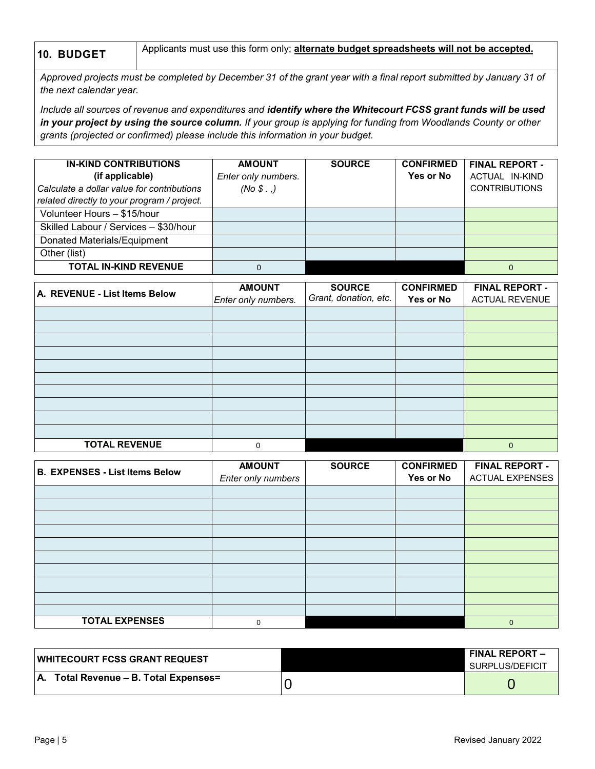| **10. BUDGET** | Applicants must use this form only; **alternate budget spreadsheets will not be accepted.** |
|---|---|

*Approved projects must be completed by December 31 of the grant year with a final report submitted by January 31 of the next calendar year.*

*Include all sources of revenue and expenditures and **identify where the Whitecourt FCSS grant funds will be used in your project by using the source column.** If your group is applying for funding from Woodlands County or other grants (projected or confirmed) please include this information in your budget.*

| **IN-KIND CONTRIBUTIONS (if applicable)** *Calculate a dollar value for contributions related directly to your program / project.* | **AMOUNT** *Enter only numbers. (No $ . ,)* | **SOURCE** | **CONFIRMED Yes or No** | **FINAL REPORT -** ACTUAL IN-KIND CONTRIBUTIONS |
|---|---|---|---|---|
| Volunteer Hours – $15/hour | | | | |
| Skilled Labour / Services – $30/hour | | | | |
| Donated Materials/Equipment | | | | |
| Other (list) | | | | |
| **TOTAL IN-KIND REVENUE** | 0 | | | 0 |

| **A. REVENUE - List Items Below** | **AMOUNT** *Enter only numbers.* | **SOURCE** *Grant, donation, etc.* | **CONFIRMED Yes or No** | **FINAL REPORT -** ACTUAL REVENUE |
|---|---|---|---|---|
| | | | | |
| | | | | |
| | | | | |
| | | | | |
| | | | | |
| | | | | |
| | | | | |
| | | | | |
| | | | | |
| | | | | |
| **TOTAL REVENUE** | 0 | | | 0 |

| **B. EXPENSES - List Items Below** | **AMOUNT** *Enter only numbers* | **SOURCE** | **CONFIRMED Yes or No** | **FINAL REPORT -** ACTUAL EXPENSES |
|---|---|---|---|---|
| | | | | |
| | | | | |
| | | | | |
| | | | | |
| | | | | |
| | | | | |
| | | | | |
| | | | | |
| | | | | |
| | | | | |
| **TOTAL EXPENSES** | 0 | | | 0 |

| **WHITECOURT FCSS GRANT REQUEST** | | **FINAL REPORT –** SURPLUS/DEFICIT |
|---|---|---|
| **A. Total Revenue – B. Total Expenses=** | 0 | 0 |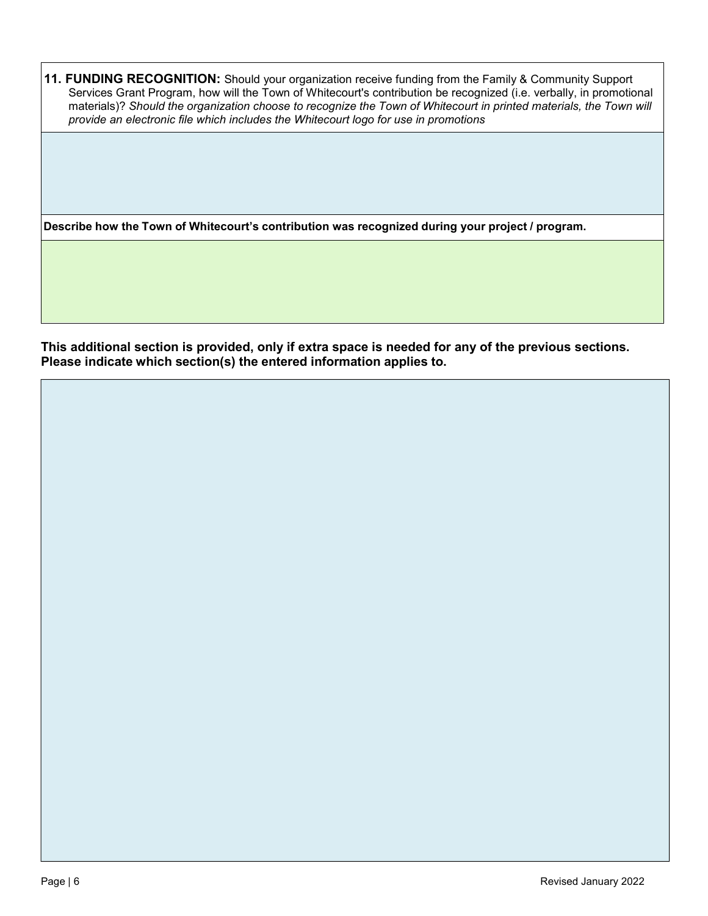**11. FUNDING RECOGNITION:** Should your organization receive funding from the Family & Community Support Services Grant Program, how will the Town of Whitecourt's contribution be recognized (i.e. verbally, in promotional materials)? *Should the organization choose to recognize the Town of Whitecourt in printed materials, the Town will provide an electronic file which includes the Whitecourt logo for use in promotions*

**Describe how the Town of Whitecourt's contribution was recognized during your project / program.**

**This additional section is provided, only if extra space is needed for any of the previous sections. Please indicate which section(s) the entered information applies to.**

Revised January 2022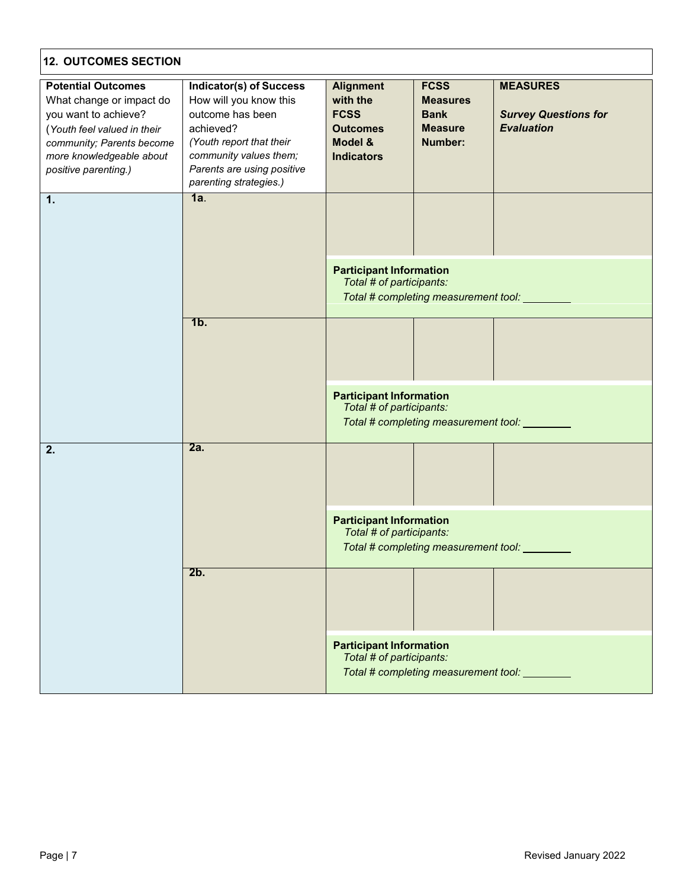## 12. OUTCOMES SECTION

| **Potential Outcomes**<br>What change or impact do you want to achieve?<br>(*Youth feel valued in their community; Parents become more knowledgeable about positive parenting.)* | **Indicator(s) of Success**<br>How will you know this outcome has been achieved?<br>*(Youth report that their community values them; Parents are using positive parenting strategies.)* | **Alignment with the FCSS Outcomes Model & Indicators** | **FCSS Measures Bank Measure Number:** | **MEASURES**<br><br>***Survey Questions for Evaluation*** |
|---|---|---|---|---|
| **1.** | **1a**. | | | |
| | | **Participant Information**<br>*Total # of participants:*<br>*Total # completing measurement tool:* ________ | | |
| | **1b.** | | | |
| | | **Participant Information**<br>*Total # of participants:*<br>*Total # completing measurement tool:* ________ | | |
| **2.** | **2a.** | | | |
| | | **Participant Information**<br>*Total # of participants:*<br>*Total # completing measurement tool:* ________ | | |
| | **2b.** | | | |
| | | **Participant Information**<br>*Total # of participants:*<br>*Total # completing measurement tool:* ________ | | |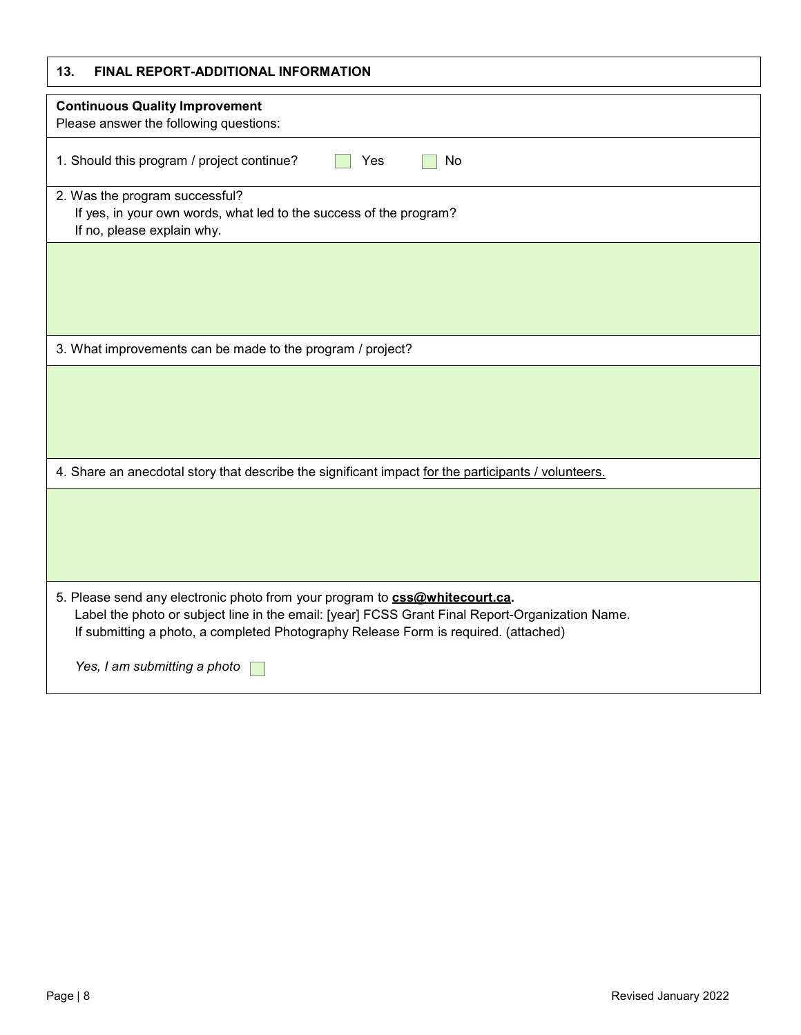## 13. FINAL REPORT-ADDITIONAL INFORMATION

**Continuous Quality Improvement**

Please answer the following questions:

1. Should this program / project continue? ☐ Yes ☐ No

2. Was the program successful?
   If yes, in your own words, what led to the success of the program?
   If no, please explain why.

3. What improvements can be made to the program / project?

4. Share an anecdotal story that describe the significant impact for the participants / volunteers.

5. Please send any electronic photo from your program to **css@whitecourt.ca.**
   Label the photo or subject line in the email: [year] FCSS Grant Final Report-Organization Name.
   If submitting a photo, a completed Photography Release Form is required. (attached)

   *Yes, I am submitting a photo* ☐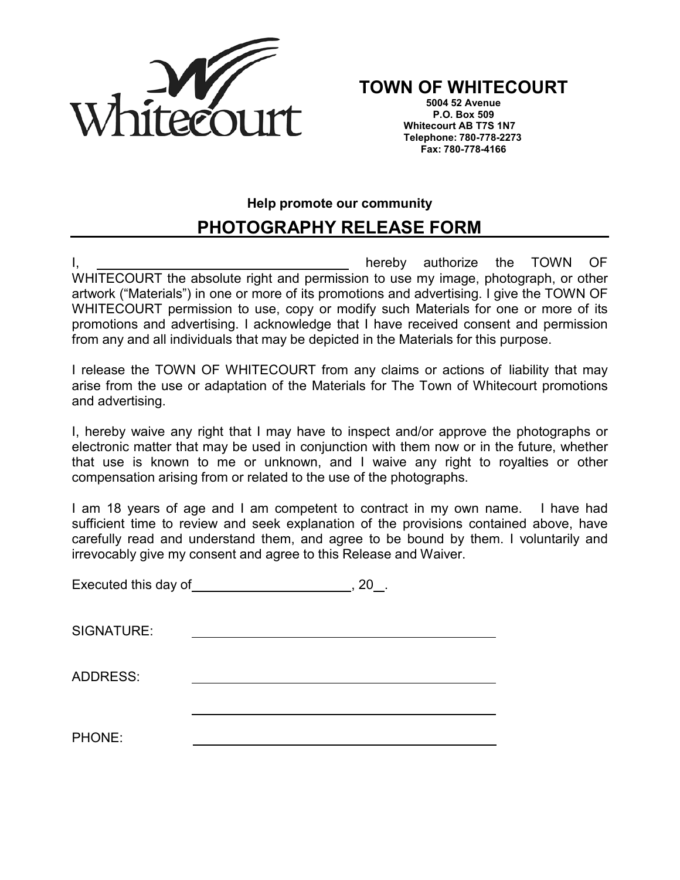**TOWN OF WHITECOURT**

5004 52 Avenue
P.O. Box 509
Whitecourt AB T7S 1N7
Telephone: 780-778-2273
Fax: 780-778-4166

**Help promote our community**

# PHOTOGRAPHY RELEASE FORM

I, ______________________________ hereby authorize the TOWN OF WHITECOURT the absolute right and permission to use my image, photograph, or other artwork ("Materials") in one or more of its promotions and advertising. I give the TOWN OF WHITECOURT permission to use, copy or modify such Materials for one or more of its promotions and advertising. I acknowledge that I have received consent and permission from any and all individuals that may be depicted in the Materials for this purpose.

I release the TOWN OF WHITECOURT from any claims or actions of liability that may arise from the use or adaptation of the Materials for The Town of Whitecourt promotions and advertising.

I, hereby waive any right that I may have to inspect and/or approve the photographs or electronic matter that may be used in conjunction with them now or in the future, whether that use is known to me or unknown, and I waive any right to royalties or other compensation arising from or related to the use of the photographs.

I am 18 years of age and I am competent to contract in my own name. I have had sufficient time to review and seek explanation of the provisions contained above, have carefully read and understand them, and agree to be bound by them. I voluntarily and irrevocably give my consent and agree to this Release and Waiver.

Executed this day of ____________________, 20__.

SIGNATURE: ______________________________

ADDRESS: ______________________________

______________________________

PHONE: ______________________________